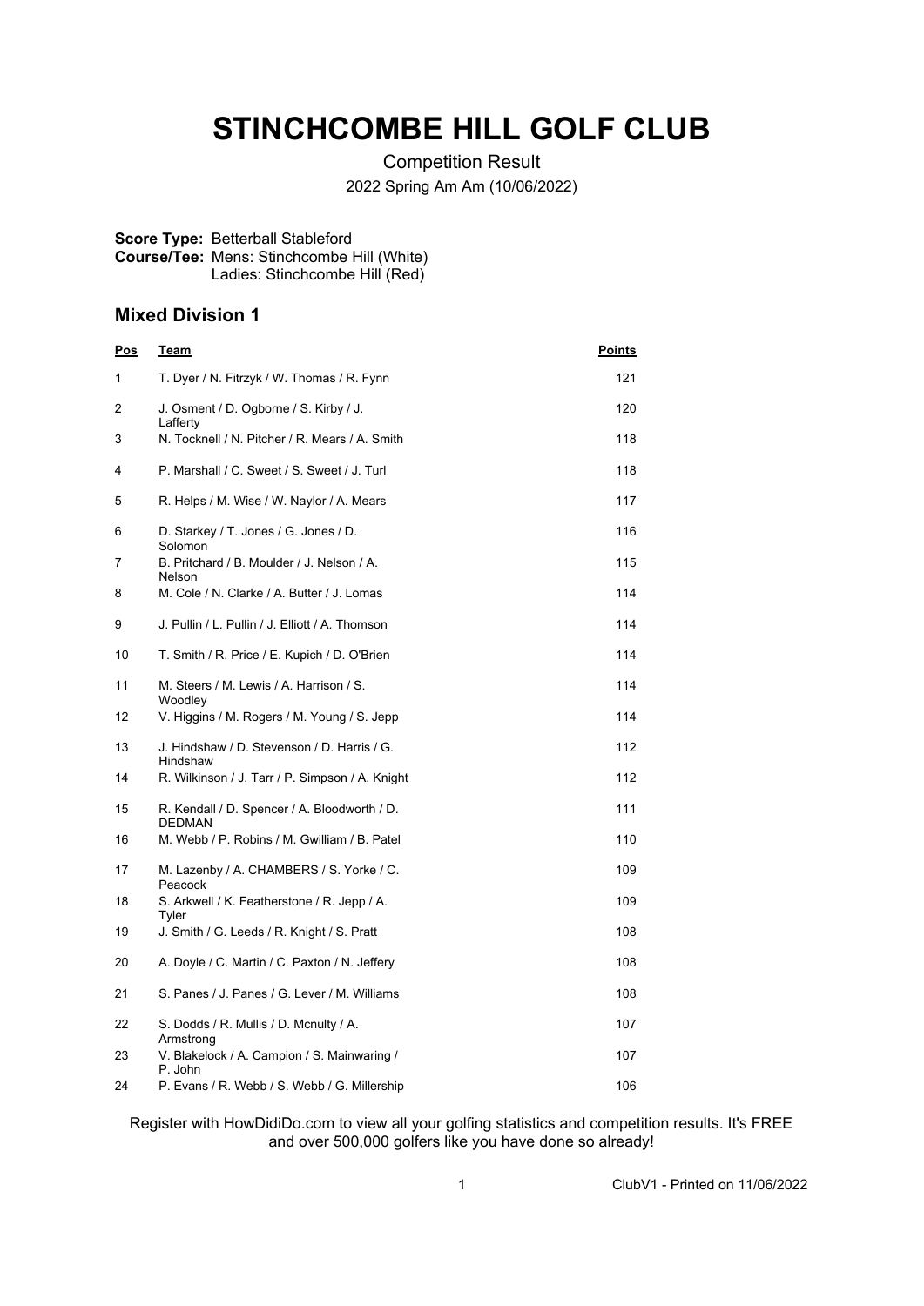# STINCHCOMBE HILL GOLF CLUB

Competition Result

2022 Spring Am Am (10/06/2022)

**Score Type:** Betterball Stableford
**Course/Tee:** Mens: Stinchcombe Hill (White)
Ladies: Stinchcombe Hill (Red)

## Mixed Division 1

| Pos | Team | Points |
|---|---|---|
| 1 | T. Dyer / N. Fitrzyk / W. Thomas / R. Fynn | 121 |
| 2 | J. Osment / D. Ogborne / S. Kirby / J. Lafferty | 120 |
| 3 | N. Tocknell / N. Pitcher / R. Mears / A. Smith | 118 |
| 4 | P. Marshall / C. Sweet / S. Sweet / J. Turl | 118 |
| 5 | R. Helps / M. Wise / W. Naylor / A. Mears | 117 |
| 6 | D. Starkey / T. Jones / G. Jones / D. Solomon | 116 |
| 7 | B. Pritchard / B. Moulder / J. Nelson / A. Nelson | 115 |
| 8 | M. Cole / N. Clarke / A. Butter / J. Lomas | 114 |
| 9 | J. Pullin / L. Pullin / J. Elliott / A. Thomson | 114 |
| 10 | T. Smith / R. Price / E. Kupich / D. O'Brien | 114 |
| 11 | M. Steers / M. Lewis / A. Harrison / S. Woodley | 114 |
| 12 | V. Higgins / M. Rogers / M. Young / S. Jepp | 114 |
| 13 | J. Hindshaw / D. Stevenson / D. Harris / G. Hindshaw | 112 |
| 14 | R. Wilkinson / J. Tarr / P. Simpson / A. Knight | 112 |
| 15 | R. Kendall / D. Spencer / A. Bloodworth / D. DEDMAN | 111 |
| 16 | M. Webb / P. Robins / M. Gwilliam / B. Patel | 110 |
| 17 | M. Lazenby / A. CHAMBERS / S. Yorke / C. Peacock | 109 |
| 18 | S. Arkwell / K. Featherstone / R. Jepp / A. Tyler | 109 |
| 19 | J. Smith / G. Leeds / R. Knight / S. Pratt | 108 |
| 20 | A. Doyle / C. Martin / C. Paxton / N. Jeffery | 108 |
| 21 | S. Panes / J. Panes / G. Lever / M. Williams | 108 |
| 22 | S. Dodds / R. Mullis / D. Mcnulty / A. Armstrong | 107 |
| 23 | V. Blakelock / A. Campion / S. Mainwaring / P. John | 107 |
| 24 | P. Evans / R. Webb / S. Webb / G. Millership | 106 |

Register with HowDidiDo.com to view all your golfing statistics and competition results. It's FREE and over 500,000 golfers like you have done so already!

ClubV1 - Printed on 11/06/2022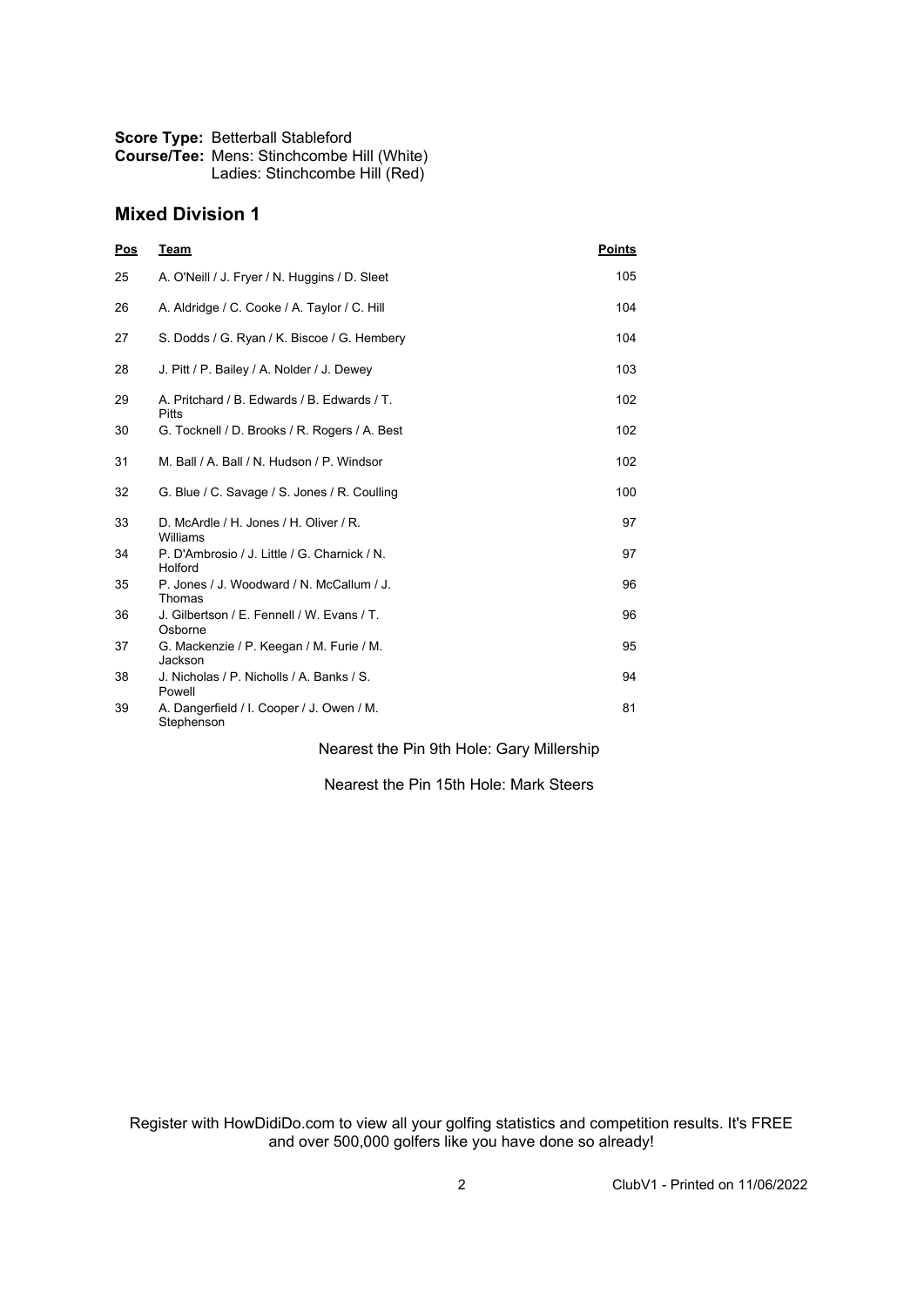**Score Type:** Betterball Stableford
**Course/Tee:** Mens: Stinchcombe Hill (White)
Ladies: Stinchcombe Hill (Red)

## Mixed Division 1

| Pos | Team | Points |
|---|---|---|
| 25 | A. O'Neill / J. Fryer / N. Huggins / D. Sleet | 105 |
| 26 | A. Aldridge / C. Cooke / A. Taylor / C. Hill | 104 |
| 27 | S. Dodds / G. Ryan / K. Biscoe / G. Hembery | 104 |
| 28 | J. Pitt / P. Bailey / A. Nolder / J. Dewey | 103 |
| 29 | A. Pritchard / B. Edwards / B. Edwards / T. Pitts | 102 |
| 30 | G. Tocknell / D. Brooks / R. Rogers / A. Best | 102 |
| 31 | M. Ball / A. Ball / N. Hudson / P. Windsor | 102 |
| 32 | G. Blue / C. Savage / S. Jones / R. Coulling | 100 |
| 33 | D. McArdle / H. Jones / H. Oliver / R. Williams | 97 |
| 34 | P. D'Ambrosio / J. Little / G. Charnick / N. Holford | 97 |
| 35 | P. Jones / J. Woodward / N. McCallum / J. Thomas | 96 |
| 36 | J. Gilbertson / E. Fennell / W. Evans / T. Osborne | 96 |
| 37 | G. Mackenzie / P. Keegan / M. Furie / M. Jackson | 95 |
| 38 | J. Nicholas / P. Nicholls / A. Banks / S. Powell | 94 |
| 39 | A. Dangerfield / I. Cooper / J. Owen / M. Stephenson | 81 |

Nearest the Pin 9th Hole: Gary Millership

Nearest the Pin 15th Hole: Mark Steers

Register with HowDidiDo.com to view all your golfing statistics and competition results. It's FREE and over 500,000 golfers like you have done so already!

ClubV1 - Printed on 11/06/2022